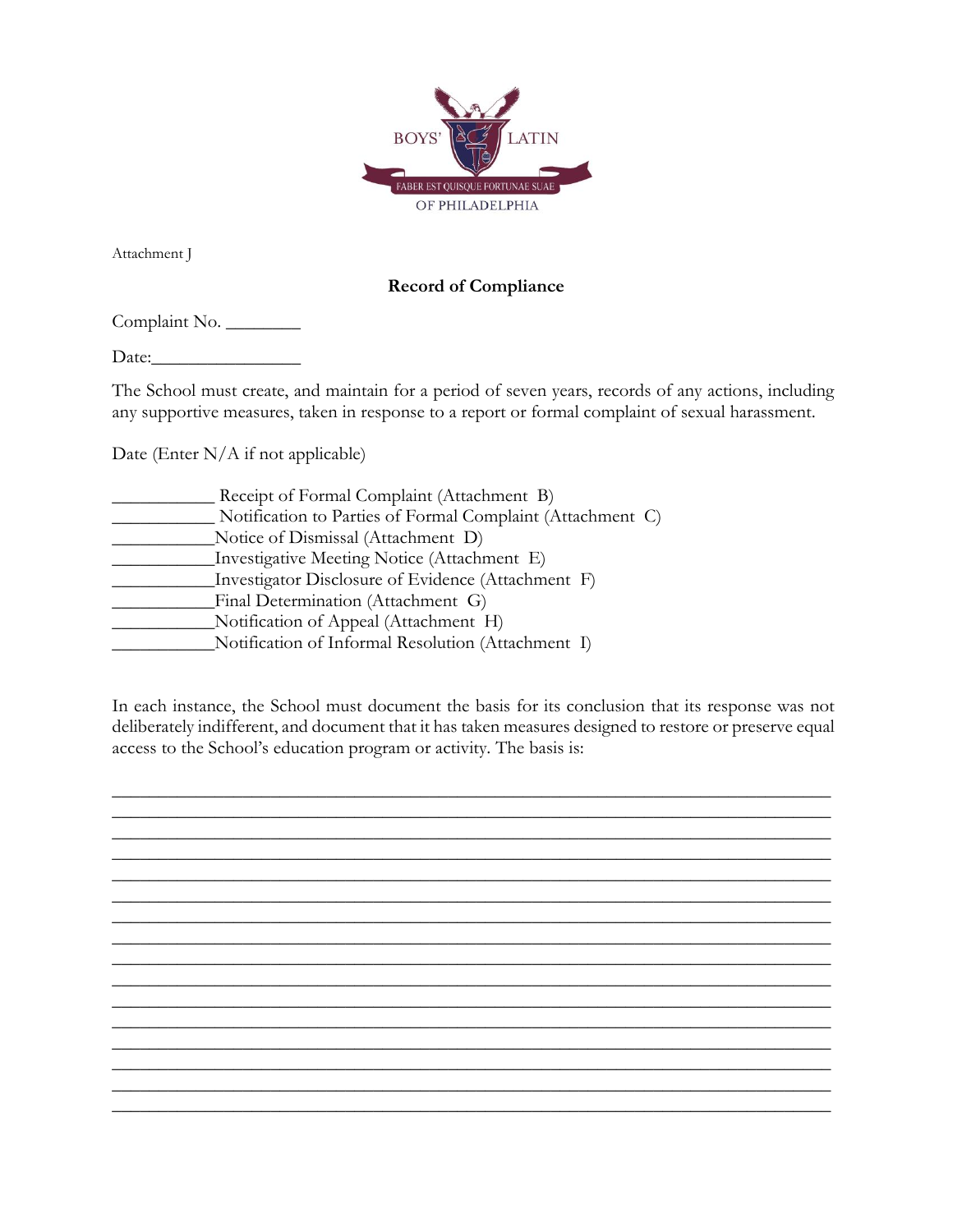BOYS' LATIN

FABER EST QUISQUE FORTUNAE SUAE

OF PHILADELPHIA

Attachment J

**Record of Compliance**

Complaint No. ________

Date:________________

The School must create, and maintain for a period of seven years, records of any actions, including any supportive measures, taken in response to a report or formal complaint of sexual harassment.

Date (Enter N/A if not applicable)

___________ Receipt of Formal Complaint (Attachment B)
___________ Notification to Parties of Formal Complaint (Attachment C)
___________Notice of Dismissal (Attachment D)
___________Investigative Meeting Notice (Attachment E)
___________Investigator Disclosure of Evidence (Attachment F)
___________Final Determination (Attachment G)
___________Notification of Appeal (Attachment H)
___________Notification of Informal Resolution (Attachment I)

In each instance, the School must document the basis for its conclusion that its response was not deliberately indifferent, and document that it has taken measures designed to restore or preserve equal access to the School's education program or activity. The basis is:

________________________________________________________________________________
________________________________________________________________________________
________________________________________________________________________________
________________________________________________________________________________
________________________________________________________________________________
________________________________________________________________________________
________________________________________________________________________________
________________________________________________________________________________
________________________________________________________________________________
________________________________________________________________________________
________________________________________________________________________________
________________________________________________________________________________
________________________________________________________________________________
________________________________________________________________________________
________________________________________________________________________________
________________________________________________________________________________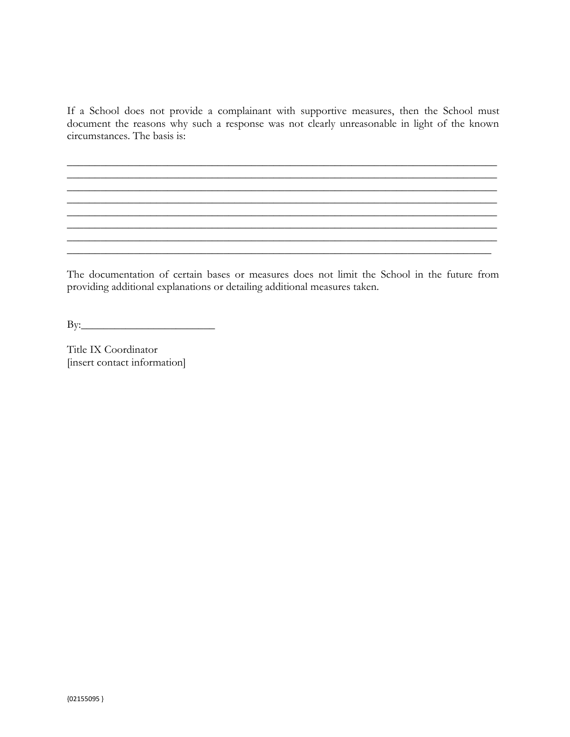If a School does not provide a complainant with supportive measures, then the School must document the reasons why such a response was not clearly unreasonable in light of the known circumstances. The basis is:

________________________________________________________________________________
________________________________________________________________________________
________________________________________________________________________________
________________________________________________________________________________
________________________________________________________________________________
________________________________________________________________________________
________________________________________________________________________________
________________________________________________________________________________

The documentation of certain bases or measures does not limit the School in the future from providing additional explanations or detailing additional measures taken.

By:________________________

Title IX Coordinator  
[insert contact information]

{02155095 }